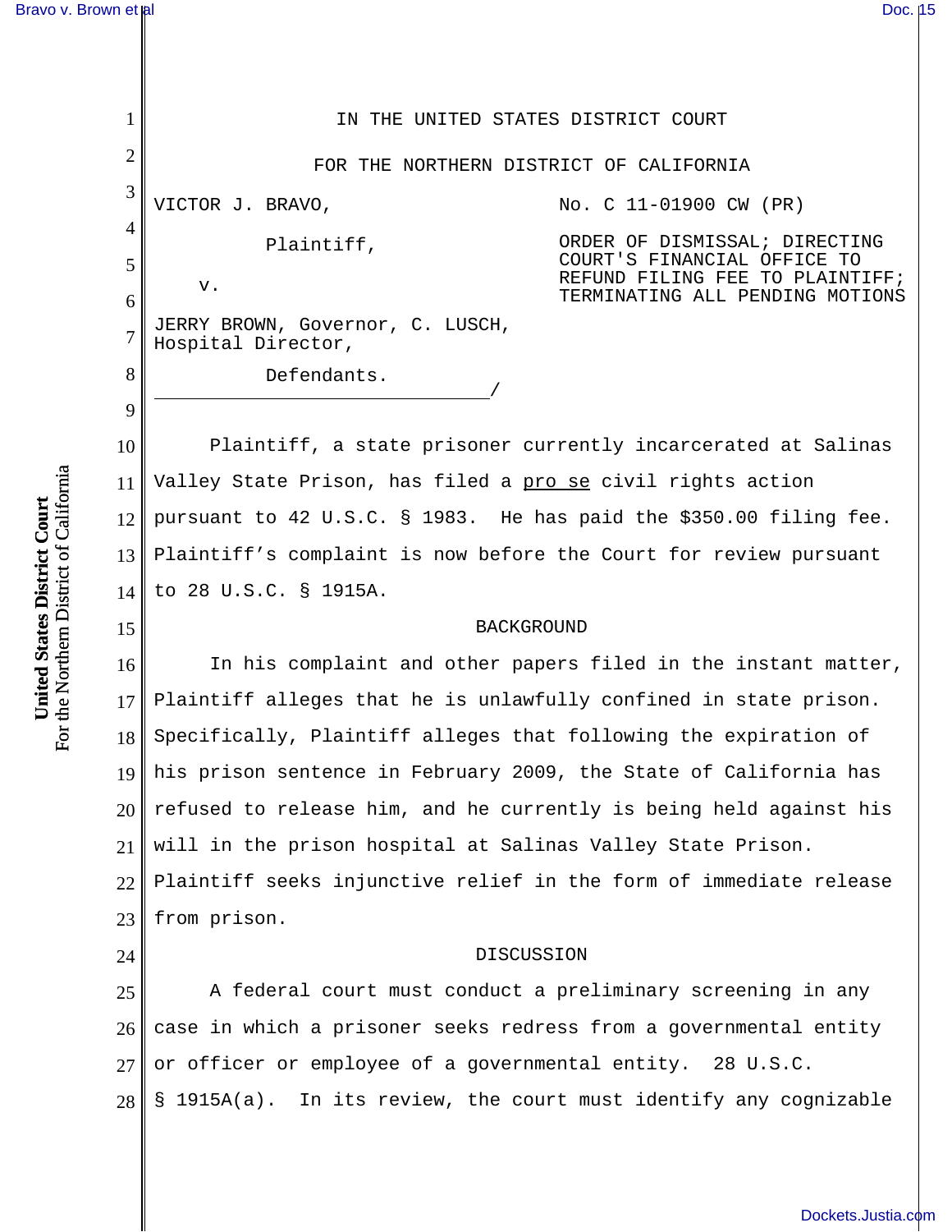IN THE UNITED STATES DISTRICT COURT

FOR THE NORTHERN DISTRICT OF CALIFORNIA

VICTOR J. BRAVO,

Plaintiff,

v.

JERRY BROWN, Governor, C. LUSCH, Hospital Director,

Defendants.
_______________________________/

No. C 11-01900 CW (PR)

ORDER OF DISMISSAL; DIRECTING COURT'S FINANCIAL OFFICE TO REFUND FILING FEE TO PLAINTIFF; TERMINATING ALL PENDING MOTIONS

Plaintiff, a state prisoner currently incarcerated at Salinas Valley State Prison, has filed a pro se civil rights action pursuant to 42 U.S.C. § 1983. He has paid the $350.00 filing fee. Plaintiff's complaint is now before the Court for review pursuant to 28 U.S.C. § 1915A.

## BACKGROUND

In his complaint and other papers filed in the instant matter, Plaintiff alleges that he is unlawfully confined in state prison. Specifically, Plaintiff alleges that following the expiration of his prison sentence in February 2009, the State of California has refused to release him, and he currently is being held against his will in the prison hospital at Salinas Valley State Prison. Plaintiff seeks injunctive relief in the form of immediate release from prison.

## DISCUSSION

A federal court must conduct a preliminary screening in any case in which a prisoner seeks redress from a governmental entity or officer or employee of a governmental entity. 28 U.S.C. § 1915A(a). In its review, the court must identify any cognizable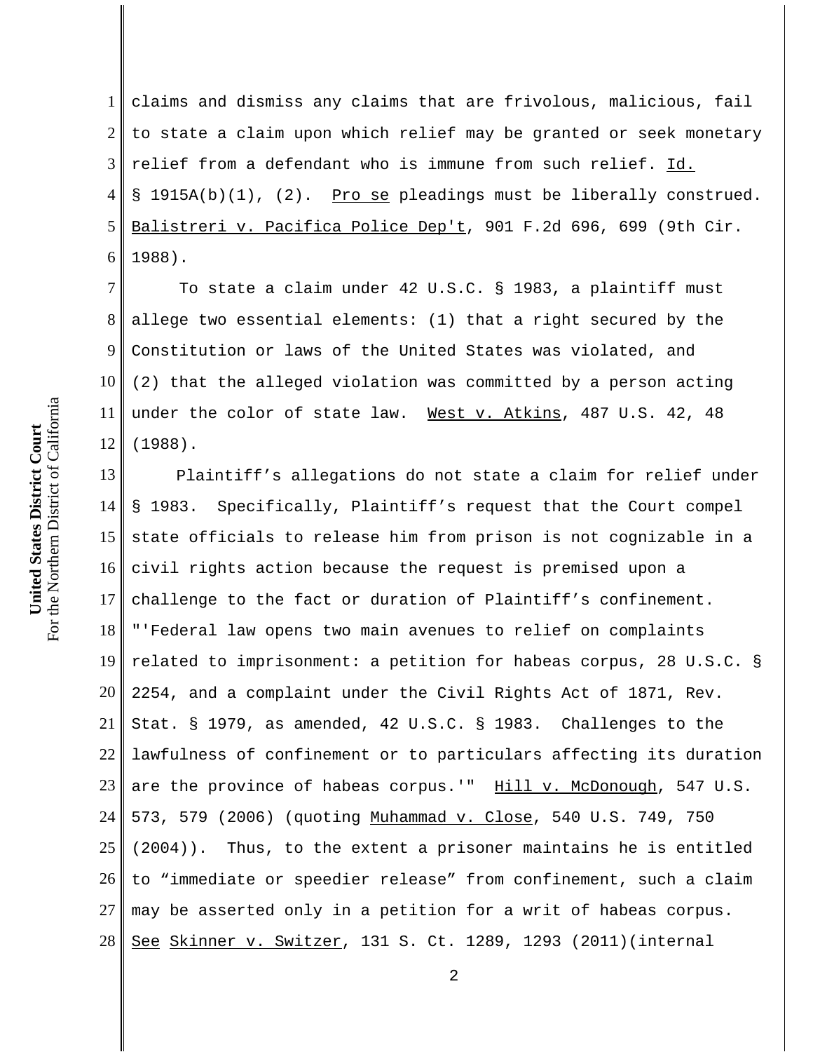claims and dismiss any claims that are frivolous, malicious, fail to state a claim upon which relief may be granted or seek monetary relief from a defendant who is immune from such relief. Id. § 1915A(b)(1), (2). Pro se pleadings must be liberally construed. Balistreri v. Pacifica Police Dep't, 901 F.2d 696, 699 (9th Cir. 1988).

To state a claim under 42 U.S.C. § 1983, a plaintiff must allege two essential elements: (1) that a right secured by the Constitution or laws of the United States was violated, and (2) that the alleged violation was committed by a person acting under the color of state law. West v. Atkins, 487 U.S. 42, 48 (1988).

Plaintiff's allegations do not state a claim for relief under § 1983. Specifically, Plaintiff's request that the Court compel state officials to release him from prison is not cognizable in a civil rights action because the request is premised upon a challenge to the fact or duration of Plaintiff's confinement. "'Federal law opens two main avenues to relief on complaints related to imprisonment: a petition for habeas corpus, 28 U.S.C. § 2254, and a complaint under the Civil Rights Act of 1871, Rev. Stat. § 1979, as amended, 42 U.S.C. § 1983. Challenges to the lawfulness of confinement or to particulars affecting its duration are the province of habeas corpus.'" Hill v. McDonough, 547 U.S. 573, 579 (2006) (quoting Muhammad v. Close, 540 U.S. 749, 750 (2004)). Thus, to the extent a prisoner maintains he is entitled to "immediate or speedier release" from confinement, such a claim may be asserted only in a petition for a writ of habeas corpus. See Skinner v. Switzer, 131 S. Ct. 1289, 1293 (2011)(internal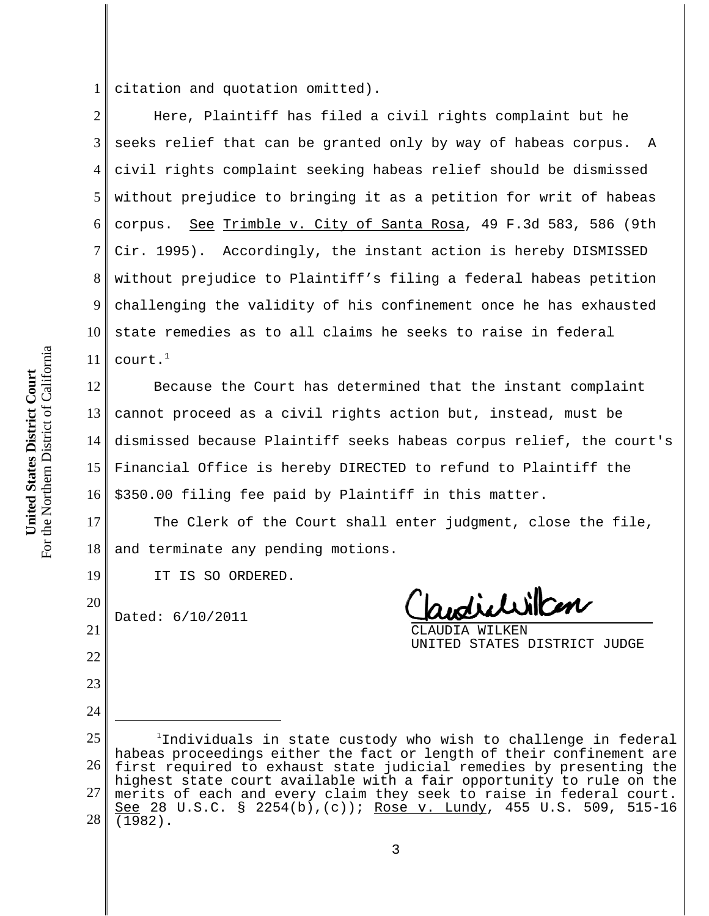citation and quotation omitted).

Here, Plaintiff has filed a civil rights complaint but he seeks relief that can be granted only by way of habeas corpus. A civil rights complaint seeking habeas relief should be dismissed without prejudice to bringing it as a petition for writ of habeas corpus. See Trimble v. City of Santa Rosa, 49 F.3d 583, 586 (9th Cir. 1995). Accordingly, the instant action is hereby DISMISSED without prejudice to Plaintiff's filing a federal habeas petition challenging the validity of his confinement once he has exhausted state remedies as to all claims he seeks to raise in federal court.[1]

Because the Court has determined that the instant complaint cannot proceed as a civil rights action but, instead, must be dismissed because Plaintiff seeks habeas corpus relief, the court's Financial Office is hereby DIRECTED to refund to Plaintiff the $350.00 filing fee paid by Plaintiff in this matter.

The Clerk of the Court shall enter judgment, close the file, and terminate any pending motions.

IT IS SO ORDERED.

Dated: 6/10/2011

CLAUDIA WILKEN
UNITED STATES DISTRICT JUDGE

---

[1]Individuals in state custody who wish to challenge in federal habeas proceedings either the fact or length of their confinement are first required to exhaust state judicial remedies by presenting the highest state court available with a fair opportunity to rule on the merits of each and every claim they seek to raise in federal court. See 28 U.S.C. § 2254(b),(c)); Rose v. Lundy, 455 U.S. 509, 515-16 (1982).